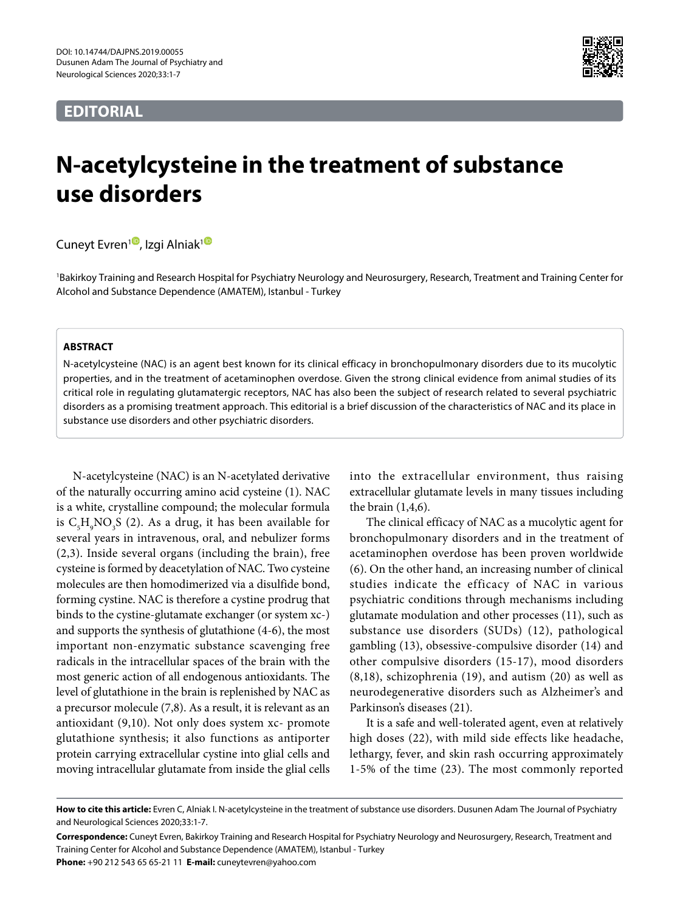EDITORIAL

# N-acetylcysteine in the treatment of substance use disorders

Cuneyt Evren[1], Izgi Alniak[1]

[1]Bakirkoy Training and Research Hospital for Psychiatry Neurology and Neurosurgery, Research, Treatment and Training Center for Alcohol and Substance Dependence (AMATEM), Istanbul - Turkey

**ABSTRACT**

N-acetylcysteine (NAC) is an agent best known for its clinical efficacy in bronchopulmonary disorders due to its mucolytic properties, and in the treatment of acetaminophen overdose. Given the strong clinical evidence from animal studies of its critical role in regulating glutamatergic receptors, NAC has also been the subject of research related to several psychiatric disorders as a promising treatment approach. This editorial is a brief discussion of the characteristics of NAC and its place in substance use disorders and other psychiatric disorders.

N-acetylcysteine (NAC) is an N-acetylated derivative of the naturally occurring amino acid cysteine (1). NAC is a white, crystalline compound; the molecular formula is $C_5H_9NO_3S$ (2). As a drug, it has been available for several years in intravenous, oral, and nebulizer forms (2,3). Inside several organs (including the brain), free cysteine is formed by deacetylation of NAC. Two cysteine molecules are then homodimerized via a disulfide bond, forming cystine. NAC is therefore a cystine prodrug that binds to the cystine-glutamate exchanger (or system xc-) and supports the synthesis of glutathione (4-6), the most important non-enzymatic substance scavenging free radicals in the intracellular spaces of the brain with the most generic action of all endogenous antioxidants. The level of glutathione in the brain is replenished by NAC as a precursor molecule (7,8). As a result, it is relevant as an antioxidant (9,10). Not only does system xc- promote glutathione synthesis; it also functions as antiporter protein carrying extracellular cystine into glial cells and moving intracellular glutamate from inside the glial cells into the extracellular environment, thus raising extracellular glutamate levels in many tissues including the brain (1,4,6).

The clinical efficacy of NAC as a mucolytic agent for bronchopulmonary disorders and in the treatment of acetaminophen overdose has been proven worldwide (6). On the other hand, an increasing number of clinical studies indicate the efficacy of NAC in various psychiatric conditions through mechanisms including glutamate modulation and other processes (11), such as substance use disorders (SUDs) (12), pathological gambling (13), obsessive-compulsive disorder (14) and other compulsive disorders (15-17), mood disorders (8,18), schizophrenia (19), and autism (20) as well as neurodegenerative disorders such as Alzheimer's and Parkinson's diseases (21).

It is a safe and well-tolerated agent, even at relatively high doses (22), with mild side effects like headache, lethargy, fever, and skin rash occurring approximately 1-5% of the time (23). The most commonly reported

**How to cite this article:** Evren C, Alniak I. N-acetylcysteine in the treatment of substance use disorders. Dusunen Adam The Journal of Psychiatry and Neurological Sciences 2020;33:1-7.

**Correspondence:** Cuneyt Evren, Bakirkoy Training and Research Hospital for Psychiatry Neurology and Neurosurgery, Research, Treatment and Training Center for Alcohol and Substance Dependence (AMATEM), Istanbul - Turkey

**Phone:** +90 212 543 65 65-21 11 **E-mail:** cuneytevren@yahoo.com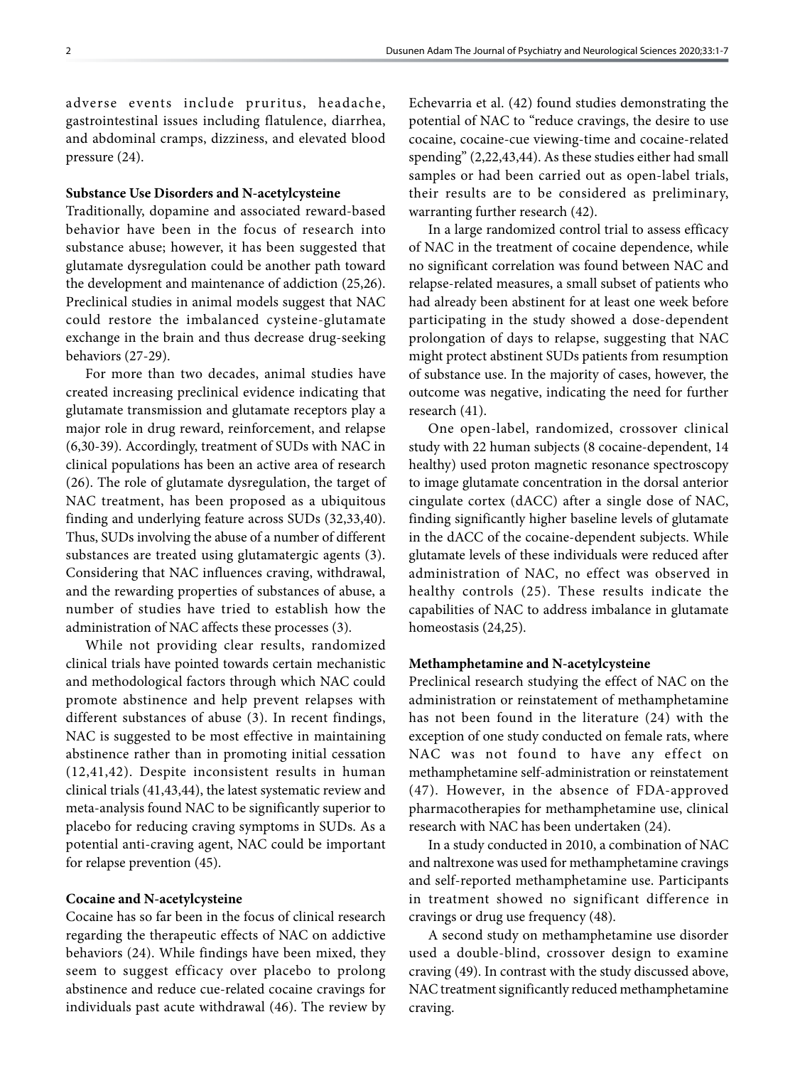adverse events include pruritus, headache, gastrointestinal issues including flatulence, diarrhea, and abdominal cramps, dizziness, and elevated blood pressure (24).

**Substance Use Disorders and N-acetylcysteine**

Traditionally, dopamine and associated reward-based behavior have been in the focus of research into substance abuse; however, it has been suggested that glutamate dysregulation could be another path toward the development and maintenance of addiction (25,26). Preclinical studies in animal models suggest that NAC could restore the imbalanced cysteine-glutamate exchange in the brain and thus decrease drug-seeking behaviors (27-29).

For more than two decades, animal studies have created increasing preclinical evidence indicating that glutamate transmission and glutamate receptors play a major role in drug reward, reinforcement, and relapse (6,30-39). Accordingly, treatment of SUDs with NAC in clinical populations has been an active area of research (26). The role of glutamate dysregulation, the target of NAC treatment, has been proposed as a ubiquitous finding and underlying feature across SUDs (32,33,40). Thus, SUDs involving the abuse of a number of different substances are treated using glutamatergic agents (3). Considering that NAC influences craving, withdrawal, and the rewarding properties of substances of abuse, a number of studies have tried to establish how the administration of NAC affects these processes (3).

While not providing clear results, randomized clinical trials have pointed towards certain mechanistic and methodological factors through which NAC could promote abstinence and help prevent relapses with different substances of abuse (3). In recent findings, NAC is suggested to be most effective in maintaining abstinence rather than in promoting initial cessation (12,41,42). Despite inconsistent results in human clinical trials (41,43,44), the latest systematic review and meta-analysis found NAC to be significantly superior to placebo for reducing craving symptoms in SUDs. As a potential anti-craving agent, NAC could be important for relapse prevention (45).

**Cocaine and N-acetylcysteine**

Cocaine has so far been in the focus of clinical research regarding the therapeutic effects of NAC on addictive behaviors (24). While findings have been mixed, they seem to suggest efficacy over placebo to prolong abstinence and reduce cue-related cocaine cravings for individuals past acute withdrawal (46). The review by Echevarria et al. (42) found studies demonstrating the potential of NAC to "reduce cravings, the desire to use cocaine, cocaine-cue viewing-time and cocaine-related spending" (2,22,43,44). As these studies either had small samples or had been carried out as open-label trials, their results are to be considered as preliminary, warranting further research (42).

In a large randomized control trial to assess efficacy of NAC in the treatment of cocaine dependence, while no significant correlation was found between NAC and relapse-related measures, a small subset of patients who had already been abstinent for at least one week before participating in the study showed a dose-dependent prolongation of days to relapse, suggesting that NAC might protect abstinent SUDs patients from resumption of substance use. In the majority of cases, however, the outcome was negative, indicating the need for further research (41).

One open-label, randomized, crossover clinical study with 22 human subjects (8 cocaine-dependent, 14 healthy) used proton magnetic resonance spectroscopy to image glutamate concentration in the dorsal anterior cingulate cortex (dACC) after a single dose of NAC, finding significantly higher baseline levels of glutamate in the dACC of the cocaine-dependent subjects. While glutamate levels of these individuals were reduced after administration of NAC, no effect was observed in healthy controls (25). These results indicate the capabilities of NAC to address imbalance in glutamate homeostasis (24,25).

**Methamphetamine and N-acetylcysteine**

Preclinical research studying the effect of NAC on the administration or reinstatement of methamphetamine has not been found in the literature (24) with the exception of one study conducted on female rats, where NAC was not found to have any effect on methamphetamine self-administration or reinstatement (47). However, in the absence of FDA-approved pharmacotherapies for methamphetamine use, clinical research with NAC has been undertaken (24).

In a study conducted in 2010, a combination of NAC and naltrexone was used for methamphetamine cravings and self-reported methamphetamine use. Participants in treatment showed no significant difference in cravings or drug use frequency (48).

A second study on methamphetamine use disorder used a double-blind, crossover design to examine craving (49). In contrast with the study discussed above, NAC treatment significantly reduced methamphetamine craving.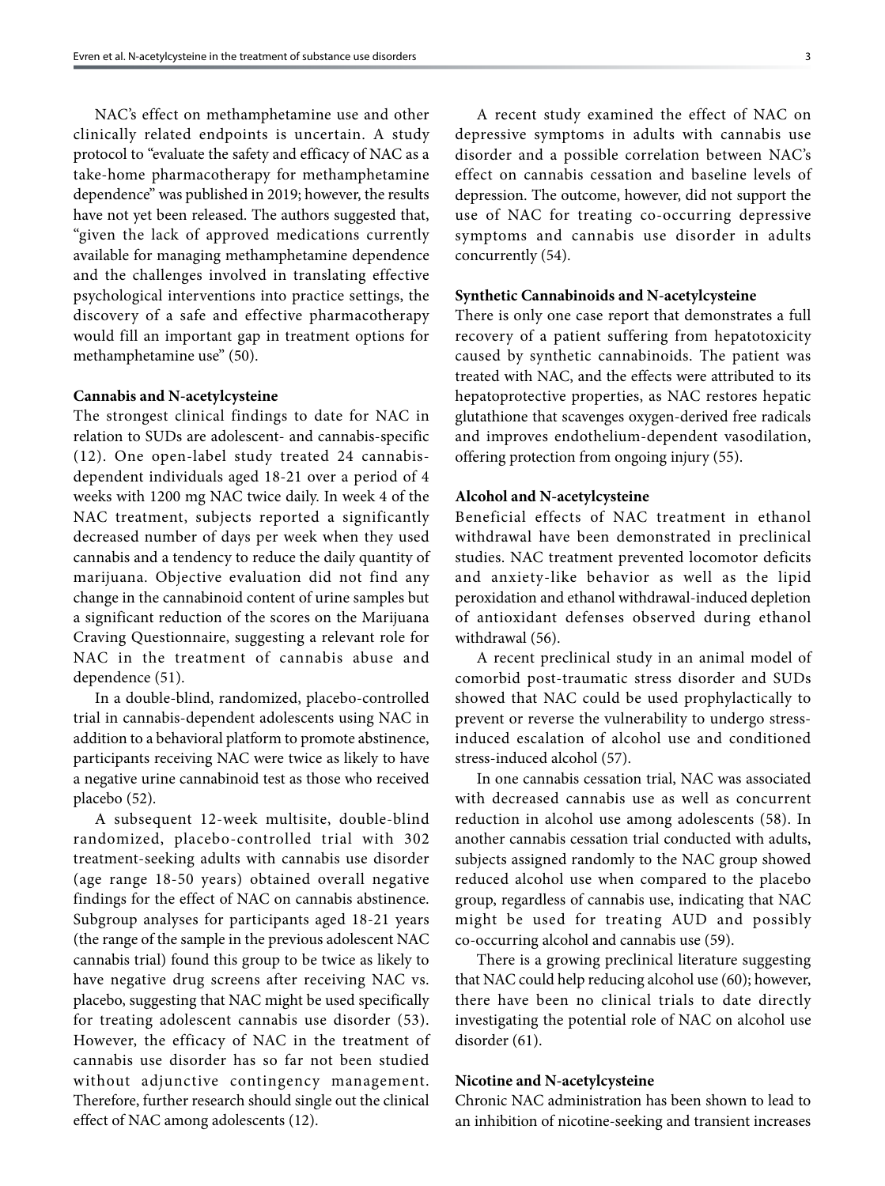NAC's effect on methamphetamine use and other clinically related endpoints is uncertain. A study protocol to "evaluate the safety and efficacy of NAC as a take-home pharmacotherapy for methamphetamine dependence" was published in 2019; however, the results have not yet been released. The authors suggested that, "given the lack of approved medications currently available for managing methamphetamine dependence and the challenges involved in translating effective psychological interventions into practice settings, the discovery of a safe and effective pharmacotherapy would fill an important gap in treatment options for methamphetamine use" (50).

**Cannabis and N-acetylcysteine**

The strongest clinical findings to date for NAC in relation to SUDs are adolescent- and cannabis-specific (12). One open-label study treated 24 cannabis-dependent individuals aged 18-21 over a period of 4 weeks with 1200 mg NAC twice daily. In week 4 of the NAC treatment, subjects reported a significantly decreased number of days per week when they used cannabis and a tendency to reduce the daily quantity of marijuana. Objective evaluation did not find any change in the cannabinoid content of urine samples but a significant reduction of the scores on the Marijuana Craving Questionnaire, suggesting a relevant role for NAC in the treatment of cannabis abuse and dependence (51).

In a double-blind, randomized, placebo-controlled trial in cannabis-dependent adolescents using NAC in addition to a behavioral platform to promote abstinence, participants receiving NAC were twice as likely to have a negative urine cannabinoid test as those who received placebo (52).

A subsequent 12-week multisite, double-blind randomized, placebo-controlled trial with 302 treatment-seeking adults with cannabis use disorder (age range 18-50 years) obtained overall negative findings for the effect of NAC on cannabis abstinence. Subgroup analyses for participants aged 18-21 years (the range of the sample in the previous adolescent NAC cannabis trial) found this group to be twice as likely to have negative drug screens after receiving NAC vs. placebo, suggesting that NAC might be used specifically for treating adolescent cannabis use disorder (53). However, the efficacy of NAC in the treatment of cannabis use disorder has so far not been studied without adjunctive contingency management. Therefore, further research should single out the clinical effect of NAC among adolescents (12).

A recent study examined the effect of NAC on depressive symptoms in adults with cannabis use disorder and a possible correlation between NAC's effect on cannabis cessation and baseline levels of depression. The outcome, however, did not support the use of NAC for treating co-occurring depressive symptoms and cannabis use disorder in adults concurrently (54).

**Synthetic Cannabinoids and N-acetylcysteine**

There is only one case report that demonstrates a full recovery of a patient suffering from hepatotoxicity caused by synthetic cannabinoids. The patient was treated with NAC, and the effects were attributed to its hepatoprotective properties, as NAC restores hepatic glutathione that scavenges oxygen-derived free radicals and improves endothelium-dependent vasodilation, offering protection from ongoing injury (55).

**Alcohol and N-acetylcysteine**

Beneficial effects of NAC treatment in ethanol withdrawal have been demonstrated in preclinical studies. NAC treatment prevented locomotor deficits and anxiety-like behavior as well as the lipid peroxidation and ethanol withdrawal-induced depletion of antioxidant defenses observed during ethanol withdrawal (56).

A recent preclinical study in an animal model of comorbid post-traumatic stress disorder and SUDs showed that NAC could be used prophylactically to prevent or reverse the vulnerability to undergo stress-induced escalation of alcohol use and conditioned stress-induced alcohol (57).

In one cannabis cessation trial, NAC was associated with decreased cannabis use as well as concurrent reduction in alcohol use among adolescents (58). In another cannabis cessation trial conducted with adults, subjects assigned randomly to the NAC group showed reduced alcohol use when compared to the placebo group, regardless of cannabis use, indicating that NAC might be used for treating AUD and possibly co-occurring alcohol and cannabis use (59).

There is a growing preclinical literature suggesting that NAC could help reducing alcohol use (60); however, there have been no clinical trials to date directly investigating the potential role of NAC on alcohol use disorder (61).

**Nicotine and N-acetylcysteine**

Chronic NAC administration has been shown to lead to an inhibition of nicotine-seeking and transient increases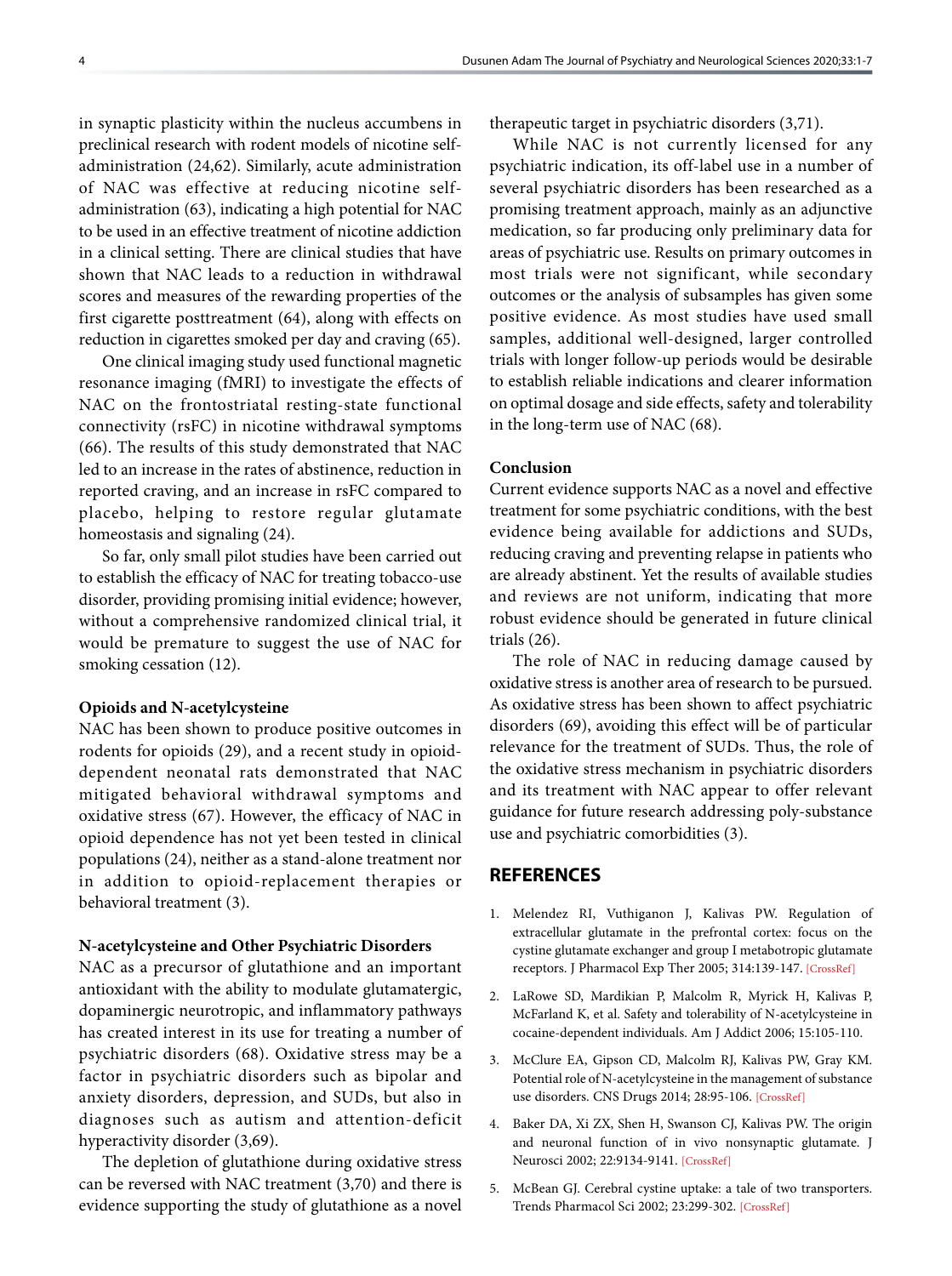in synaptic plasticity within the nucleus accumbens in preclinical research with rodent models of nicotine self-administration (24,62). Similarly, acute administration of NAC was effective at reducing nicotine self-administration (63), indicating a high potential for NAC to be used in an effective treatment of nicotine addiction in a clinical setting. There are clinical studies that have shown that NAC leads to a reduction in withdrawal scores and measures of the rewarding properties of the first cigarette posttreatment (64), along with effects on reduction in cigarettes smoked per day and craving (65).

One clinical imaging study used functional magnetic resonance imaging (fMRI) to investigate the effects of NAC on the frontostriatal resting-state functional connectivity (rsFC) in nicotine withdrawal symptoms (66). The results of this study demonstrated that NAC led to an increase in the rates of abstinence, reduction in reported craving, and an increase in rsFC compared to placebo, helping to restore regular glutamate homeostasis and signaling (24).

So far, only small pilot studies have been carried out to establish the efficacy of NAC for treating tobacco-use disorder, providing promising initial evidence; however, without a comprehensive randomized clinical trial, it would be premature to suggest the use of NAC for smoking cessation (12).

### Opioids and N-acetylcysteine

NAC has been shown to produce positive outcomes in rodents for opioids (29), and a recent study in opioid-dependent neonatal rats demonstrated that NAC mitigated behavioral withdrawal symptoms and oxidative stress (67). However, the efficacy of NAC in opioid dependence has not yet been tested in clinical populations (24), neither as a stand-alone treatment nor in addition to opioid-replacement therapies or behavioral treatment (3).

### N-acetylcysteine and Other Psychiatric Disorders

NAC as a precursor of glutathione and an important antioxidant with the ability to modulate glutamatergic, dopaminergic neurotropic, and inflammatory pathways has created interest in its use for treating a number of psychiatric disorders (68). Oxidative stress may be a factor in psychiatric disorders such as bipolar and anxiety disorders, depression, and SUDs, but also in diagnoses such as autism and attention-deficit hyperactivity disorder (3,69).

The depletion of glutathione during oxidative stress can be reversed with NAC treatment (3,70) and there is evidence supporting the study of glutathione as a novel therapeutic target in psychiatric disorders (3,71).

While NAC is not currently licensed for any psychiatric indication, its off-label use in a number of several psychiatric disorders has been researched as a promising treatment approach, mainly as an adjunctive medication, so far producing only preliminary data for areas of psychiatric use. Results on primary outcomes in most trials were not significant, while secondary outcomes or the analysis of subsamples has given some positive evidence. As most studies have used small samples, additional well-designed, larger controlled trials with longer follow-up periods would be desirable to establish reliable indications and clearer information on optimal dosage and side effects, safety and tolerability in the long-term use of NAC (68).

### Conclusion

Current evidence supports NAC as a novel and effective treatment for some psychiatric conditions, with the best evidence being available for addictions and SUDs, reducing craving and preventing relapse in patients who are already abstinent. Yet the results of available studies and reviews are not uniform, indicating that more robust evidence should be generated in future clinical trials (26).

The role of NAC in reducing damage caused by oxidative stress is another area of research to be pursued. As oxidative stress has been shown to affect psychiatric disorders (69), avoiding this effect will be of particular relevance for the treatment of SUDs. Thus, the role of the oxidative stress mechanism in psychiatric disorders and its treatment with NAC appear to offer relevant guidance for future research addressing poly-substance use and psychiatric comorbidities (3).

## REFERENCES

1. Melendez RI, Vuthiganon J, Kalivas PW. Regulation of extracellular glutamate in the prefrontal cortex: focus on the cystine glutamate exchanger and group I metabotropic glutamate receptors. J Pharmacol Exp Ther 2005; 314:139-147. [CrossRef]
2. LaRowe SD, Mardikian P, Malcolm R, Myrick H, Kalivas P, McFarland K, et al. Safety and tolerability of N-acetylcysteine in cocaine-dependent individuals. Am J Addict 2006; 15:105-110.
3. McClure EA, Gipson CD, Malcolm RJ, Kalivas PW, Gray KM. Potential role of N-acetylcysteine in the management of substance use disorders. CNS Drugs 2014; 28:95-106. [CrossRef]
4. Baker DA, Xi ZX, Shen H, Swanson CJ, Kalivas PW. The origin and neuronal function of in vivo nonsynaptic glutamate. J Neurosci 2002; 22:9134-9141. [CrossRef]
5. McBean GJ. Cerebral cystine uptake: a tale of two transporters. Trends Pharmacol Sci 2002; 23:299-302. [CrossRef]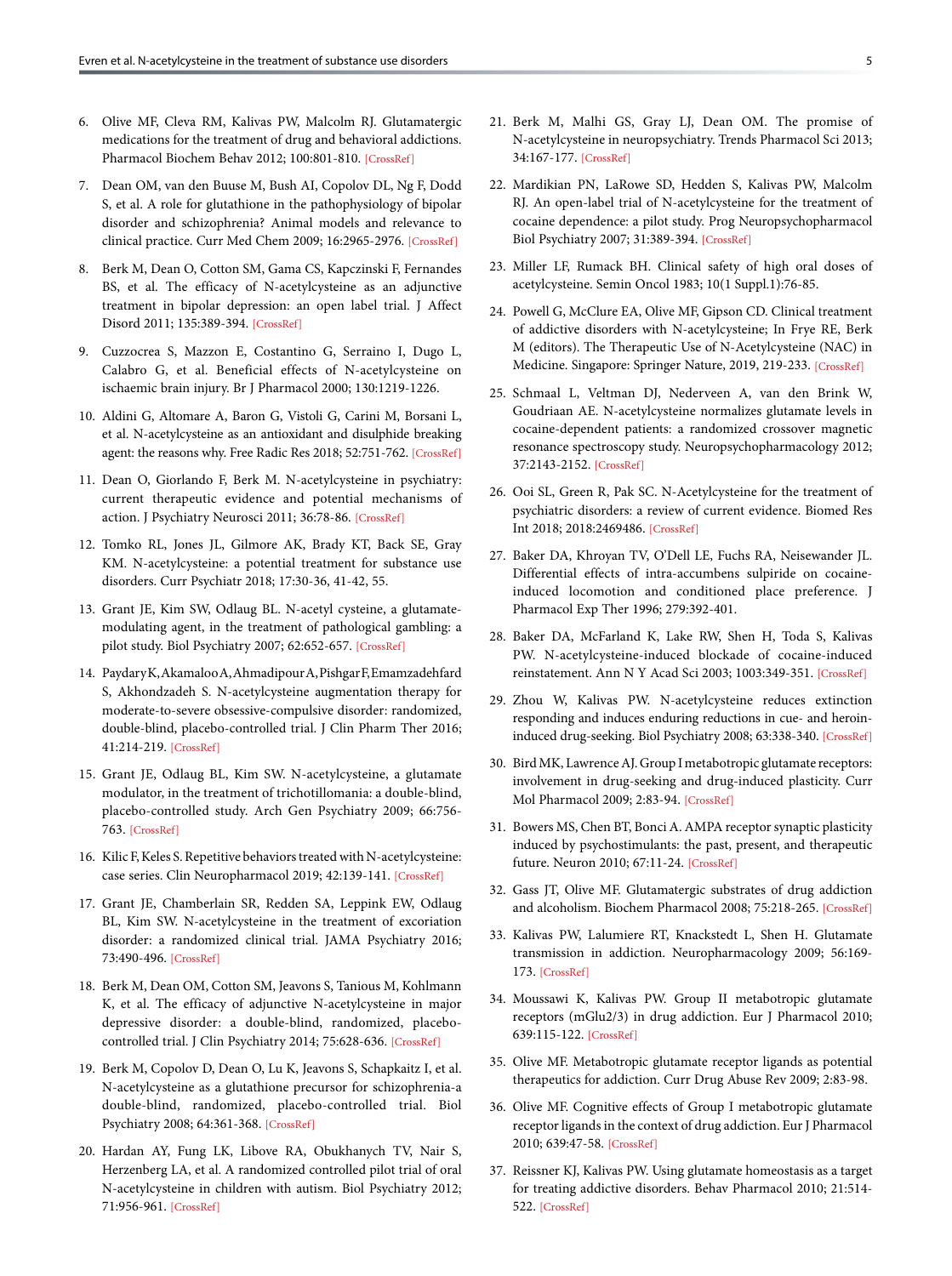6. Olive MF, Cleva RM, Kalivas PW, Malcolm RJ. Glutamatergic medications for the treatment of drug and behavioral addictions. Pharmacol Biochem Behav 2012; 100:801-810. [CrossRef]

7. Dean OM, van den Buuse M, Bush AI, Copolov DL, Ng F, Dodd S, et al. A role for glutathione in the pathophysiology of bipolar disorder and schizophrenia? Animal models and relevance to clinical practice. Curr Med Chem 2009; 16:2965-2976. [CrossRef]

8. Berk M, Dean O, Cotton SM, Gama CS, Kapczinski F, Fernandes BS, et al. The efficacy of N-acetylcysteine as an adjunctive treatment in bipolar depression: an open label trial. J Affect Disord 2011; 135:389-394. [CrossRef]

9. Cuzzocrea S, Mazzon E, Costantino G, Serraino I, Dugo L, Calabro G, et al. Beneficial effects of N-acetylcysteine on ischaemic brain injury. Br J Pharmacol 2000; 130:1219-1226.

10. Aldini G, Altomare A, Baron G, Vistoli G, Carini M, Borsani L, et al. N-acetylcysteine as an antioxidant and disulphide breaking agent: the reasons why. Free Radic Res 2018; 52:751-762. [CrossRef]

11. Dean O, Giorlando F, Berk M. N-acetylcysteine in psychiatry: current therapeutic evidence and potential mechanisms of action. J Psychiatry Neurosci 2011; 36:78-86. [CrossRef]

12. Tomko RL, Jones JL, Gilmore AK, Brady KT, Back SE, Gray KM. N-acetylcysteine: a potential treatment for substance use disorders. Curr Psychiatr 2018; 17:30-36, 41-42, 55.

13. Grant JE, Kim SW, Odlaug BL. N-acetyl cysteine, a glutamate-modulating agent, in the treatment of pathological gambling: a pilot study. Biol Psychiatry 2007; 62:652-657. [CrossRef]

14. Paydary K, Akamaloo A, Ahmadipour A, Pishgar F, Emamzadehfard S, Akhondzadeh S. N-acetylcysteine augmentation therapy for moderate-to-severe obsessive-compulsive disorder: randomized, double-blind, placebo-controlled trial. J Clin Pharm Ther 2016; 41:214-219. [CrossRef]

15. Grant JE, Odlaug BL, Kim SW. N-acetylcysteine, a glutamate modulator, in the treatment of trichotillomania: a double-blind, placebo-controlled study. Arch Gen Psychiatry 2009; 66:756-763. [CrossRef]

16. Kilic F, Keles S. Repetitive behaviors treated with N-acetylcysteine: case series. Clin Neuropharmacol 2019; 42:139-141. [CrossRef]

17. Grant JE, Chamberlain SR, Redden SA, Leppink EW, Odlaug BL, Kim SW. N-acetylcysteine in the treatment of excoriation disorder: a randomized clinical trial. JAMA Psychiatry 2016; 73:490-496. [CrossRef]

18. Berk M, Dean OM, Cotton SM, Jeavons S, Tanious M, Kohlmann K, et al. The efficacy of adjunctive N-acetylcysteine in major depressive disorder: a double-blind, randomized, placebo-controlled trial. J Clin Psychiatry 2014; 75:628-636. [CrossRef]

19. Berk M, Copolov D, Dean O, Lu K, Jeavons S, Schapkaitz I, et al. N-acetylcysteine as a glutathione precursor for schizophrenia-a double-blind, randomized, placebo-controlled trial. Biol Psychiatry 2008; 64:361-368. [CrossRef]

20. Hardan AY, Fung LK, Libove RA, Obukhanych TV, Nair S, Herzenberg LA, et al. A randomized controlled pilot trial of oral N-acetylcysteine in children with autism. Biol Psychiatry 2012; 71:956-961. [CrossRef]

21. Berk M, Malhi GS, Gray LJ, Dean OM. The promise of N-acetylcysteine in neuropsychiatry. Trends Pharmacol Sci 2013; 34:167-177. [CrossRef]

22. Mardikian PN, LaRowe SD, Hedden S, Kalivas PW, Malcolm RJ. An open-label trial of N-acetylcysteine for the treatment of cocaine dependence: a pilot study. Prog Neuropsychopharmacol Biol Psychiatry 2007; 31:389-394. [CrossRef]

23. Miller LF, Rumack BH. Clinical safety of high oral doses of acetylcysteine. Semin Oncol 1983; 10(1 Suppl.1):76-85.

24. Powell G, McClure EA, Olive MF, Gipson CD. Clinical treatment of addictive disorders with N-acetylcysteine; In Frye RE, Berk M (editors). The Therapeutic Use of N-Acetylcysteine (NAC) in Medicine. Singapore: Springer Nature, 2019, 219-233. [CrossRef]

25. Schmaal L, Veltman DJ, Nederveen A, van den Brink W, Goudriaan AE. N-acetylcysteine normalizes glutamate levels in cocaine-dependent patients: a randomized crossover magnetic resonance spectroscopy study. Neuropsychopharmacology 2012; 37:2143-2152. [CrossRef]

26. Ooi SL, Green R, Pak SC. N-Acetylcysteine for the treatment of psychiatric disorders: a review of current evidence. Biomed Res Int 2018; 2018:2469486. [CrossRef]

27. Baker DA, Khroyan TV, O'Dell LE, Fuchs RA, Neisewander JL. Differential effects of intra-accumbens sulpiride on cocaine-induced locomotion and conditioned place preference. J Pharmacol Exp Ther 1996; 279:392-401.

28. Baker DA, McFarland K, Lake RW, Shen H, Toda S, Kalivas PW. N-acetylcysteine-induced blockade of cocaine-induced reinstatement. Ann N Y Acad Sci 2003; 1003:349-351. [CrossRef]

29. Zhou W, Kalivas PW. N-acetylcysteine reduces extinction responding and induces enduring reductions in cue- and heroin-induced drug-seeking. Biol Psychiatry 2008; 63:338-340. [CrossRef]

30. Bird MK, Lawrence AJ. Group I metabotropic glutamate receptors: involvement in drug-seeking and drug-induced plasticity. Curr Mol Pharmacol 2009; 2:83-94. [CrossRef]

31. Bowers MS, Chen BT, Bonci A. AMPA receptor synaptic plasticity induced by psychostimulants: the past, present, and therapeutic future. Neuron 2010; 67:11-24. [CrossRef]

32. Gass JT, Olive MF. Glutamatergic substrates of drug addiction and alcoholism. Biochem Pharmacol 2008; 75:218-265. [CrossRef]

33. Kalivas PW, Lalumiere RT, Knackstedt L, Shen H. Glutamate transmission in addiction. Neuropharmacology 2009; 56:169-173. [CrossRef]

34. Moussawi K, Kalivas PW. Group II metabotropic glutamate receptors (mGlu2/3) in drug addiction. Eur J Pharmacol 2010; 639:115-122. [CrossRef]

35. Olive MF. Metabotropic glutamate receptor ligands as potential therapeutics for addiction. Curr Drug Abuse Rev 2009; 2:83-98.

36. Olive MF. Cognitive effects of Group I metabotropic glutamate receptor ligands in the context of drug addiction. Eur J Pharmacol 2010; 639:47-58. [CrossRef]

37. Reissner KJ, Kalivas PW. Using glutamate homeostasis as a target for treating addictive disorders. Behav Pharmacol 2010; 21:514-522. [CrossRef]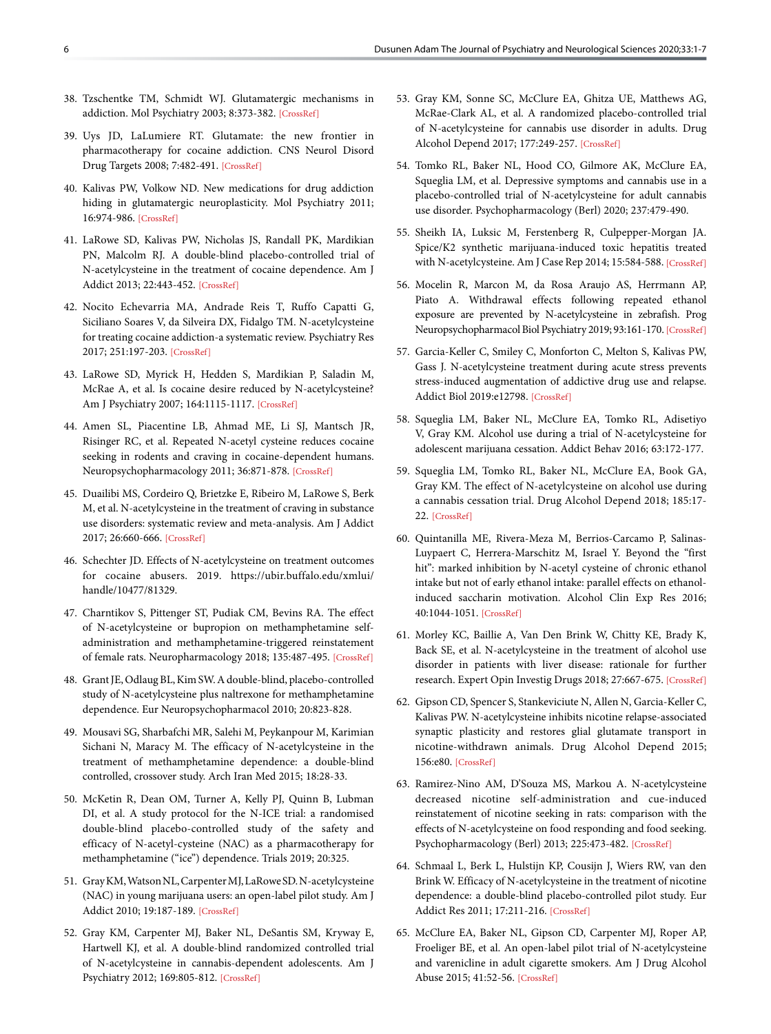38. Tzschentke TM, Schmidt WJ. Glutamatergic mechanisms in addiction. Mol Psychiatry 2003; 8:373-382. [CrossRef]

39. Uys JD, LaLumiere RT. Glutamate: the new frontier in pharmacotherapy for cocaine addiction. CNS Neurol Disord Drug Targets 2008; 7:482-491. [CrossRef]

40. Kalivas PW, Volkow ND. New medications for drug addiction hiding in glutamatergic neuroplasticity. Mol Psychiatry 2011; 16:974-986. [CrossRef]

41. LaRowe SD, Kalivas PW, Nicholas JS, Randall PK, Mardikian PN, Malcolm RJ. A double-blind placebo-controlled trial of N-acetylcysteine in the treatment of cocaine dependence. Am J Addict 2013; 22:443-452. [CrossRef]

42. Nocito Echevarria MA, Andrade Reis T, Ruffo Capatti G, Siciliano Soares V, da Silveira DX, Fidalgo TM. N-acetylcysteine for treating cocaine addiction-a systematic review. Psychiatry Res 2017; 251:197-203. [CrossRef]

43. LaRowe SD, Myrick H, Hedden S, Mardikian P, Saladin M, McRae A, et al. Is cocaine desire reduced by N-acetylcysteine? Am J Psychiatry 2007; 164:1115-1117. [CrossRef]

44. Amen SL, Piacentine LB, Ahmad ME, Li SJ, Mantsch JR, Risinger RC, et al. Repeated N-acetyl cysteine reduces cocaine seeking in rodents and craving in cocaine-dependent humans. Neuropsychopharmacology 2011; 36:871-878. [CrossRef]

45. Duailibi MS, Cordeiro Q, Brietzke E, Ribeiro M, LaRowe S, Berk M, et al. N-acetylcysteine in the treatment of craving in substance use disorders: systematic review and meta-analysis. Am J Addict 2017; 26:660-666. [CrossRef]

46. Schechter JD. Effects of N-acetylcysteine on treatment outcomes for cocaine abusers. 2019. https://ubir.buffalo.edu/xmlui/handle/10477/81329.

47. Charntikov S, Pittenger ST, Pudiak CM, Bevins RA. The effect of N-acetylcysteine or bupropion on methamphetamine self-administration and methamphetamine-triggered reinstatement of female rats. Neuropharmacology 2018; 135:487-495. [CrossRef]

48. Grant JE, Odlaug BL, Kim SW. A double-blind, placebo-controlled study of N-acetylcysteine plus naltrexone for methamphetamine dependence. Eur Neuropsychopharmacol 2010; 20:823-828.

49. Mousavi SG, Sharbafchi MR, Salehi M, Peykanpour M, Karimian Sichani N, Maracy M. The efficacy of N-acetylcysteine in the treatment of methamphetamine dependence: a double-blind controlled, crossover study. Arch Iran Med 2015; 18:28-33.

50. McKetin R, Dean OM, Turner A, Kelly PJ, Quinn B, Lubman DI, et al. A study protocol for the N-ICE trial: a randomised double-blind placebo-controlled study of the safety and efficacy of N-acetyl-cysteine (NAC) as a pharmacotherapy for methamphetamine ("ice") dependence. Trials 2019; 20:325.

51. Gray KM, Watson NL, Carpenter MJ, LaRowe SD. N-acetylcysteine (NAC) in young marijuana users: an open-label pilot study. Am J Addict 2010; 19:187-189. [CrossRef]

52. Gray KM, Carpenter MJ, Baker NL, DeSantis SM, Kryway E, Hartwell KJ, et al. A double-blind randomized controlled trial of N-acetylcysteine in cannabis-dependent adolescents. Am J Psychiatry 2012; 169:805-812. [CrossRef]

53. Gray KM, Sonne SC, McClure EA, Ghitza UE, Matthews AG, McRae-Clark AL, et al. A randomized placebo-controlled trial of N-acetylcysteine for cannabis use disorder in adults. Drug Alcohol Depend 2017; 177:249-257. [CrossRef]

54. Tomko RL, Baker NL, Hood CO, Gilmore AK, McClure EA, Squeglia LM, et al. Depressive symptoms and cannabis use in a placebo-controlled trial of N-acetylcysteine for adult cannabis use disorder. Psychopharmacology (Berl) 2020; 237:479-490.

55. Sheikh IA, Luksic M, Ferstenberg R, Culpepper-Morgan JA. Spice/K2 synthetic marijuana-induced toxic hepatitis treated with N-acetylcysteine. Am J Case Rep 2014; 15:584-588. [CrossRef]

56. Mocelin R, Marcon M, da Rosa Araujo AS, Herrmann AP, Piato A. Withdrawal effects following repeated ethanol exposure are prevented by N-acetylcysteine in zebrafish. Prog Neuropsychopharmacol Biol Psychiatry 2019; 93:161-170. [CrossRef]

57. Garcia-Keller C, Smiley C, Monforton C, Melton S, Kalivas PW, Gass J. N-acetylcysteine treatment during acute stress prevents stress-induced augmentation of addictive drug use and relapse. Addict Biol 2019:e12798. [CrossRef]

58. Squeglia LM, Baker NL, McClure EA, Tomko RL, Adisetiyo V, Gray KM. Alcohol use during a trial of N-acetylcysteine for adolescent marijuana cessation. Addict Behav 2016; 63:172-177.

59. Squeglia LM, Tomko RL, Baker NL, McClure EA, Book GA, Gray KM. The effect of N-acetylcysteine on alcohol use during a cannabis cessation trial. Drug Alcohol Depend 2018; 185:17-22. [CrossRef]

60. Quintanilla ME, Rivera-Meza M, Berrios-Carcamo P, Salinas-Luypaert C, Herrera-Marschitz M, Israel Y. Beyond the "first hit": marked inhibition by N-acetyl cysteine of chronic ethanol intake but not of early ethanol intake: parallel effects on ethanol-induced saccharin motivation. Alcohol Clin Exp Res 2016; 40:1044-1051. [CrossRef]

61. Morley KC, Baillie A, Van Den Brink W, Chitty KE, Brady K, Back SE, et al. N-acetylcysteine in the treatment of alcohol use disorder in patients with liver disease: rationale for further research. Expert Opin Investig Drugs 2018; 27:667-675. [CrossRef]

62. Gipson CD, Spencer S, Stankeviciute N, Allen N, Garcia-Keller C, Kalivas PW. N-acetylcysteine inhibits nicotine relapse-associated synaptic plasticity and restores glial glutamate transport in nicotine-withdrawn animals. Drug Alcohol Depend 2015; 156:e80. [CrossRef]

63. Ramirez-Nino AM, D'Souza MS, Markou A. N-acetylcysteine decreased nicotine self-administration and cue-induced reinstatement of nicotine seeking in rats: comparison with the effects of N-acetylcysteine on food responding and food seeking. Psychopharmacology (Berl) 2013; 225:473-482. [CrossRef]

64. Schmaal L, Berk L, Hulstijn KP, Cousijn J, Wiers RW, van den Brink W. Efficacy of N-acetylcysteine in the treatment of nicotine dependence: a double-blind placebo-controlled pilot study. Eur Addict Res 2011; 17:211-216. [CrossRef]

65. McClure EA, Baker NL, Gipson CD, Carpenter MJ, Roper AP, Froeliger BE, et al. An open-label pilot trial of N-acetylcysteine and varenicline in adult cigarette smokers. Am J Drug Alcohol Abuse 2015; 41:52-56. [CrossRef]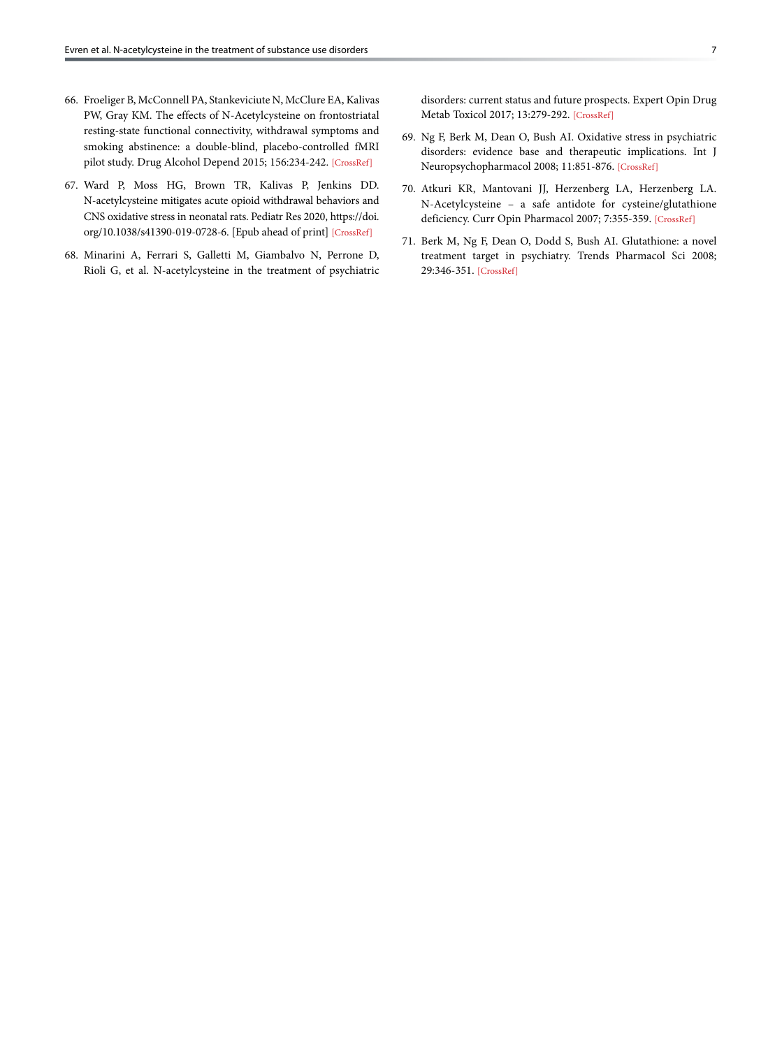66. Froeliger B, McConnell PA, Stankeviciute N, McClure EA, Kalivas PW, Gray KM. The effects of N-Acetylcysteine on frontostriatal resting-state functional connectivity, withdrawal symptoms and smoking abstinence: a double-blind, placebo-controlled fMRI pilot study. Drug Alcohol Depend 2015; 156:234-242. [CrossRef]

67. Ward P, Moss HG, Brown TR, Kalivas P, Jenkins DD. N-acetylcysteine mitigates acute opioid withdrawal behaviors and CNS oxidative stress in neonatal rats. Pediatr Res 2020, https://doi.org/10.1038/s41390-019-0728-6. [Epub ahead of print] [CrossRef]

68. Minarini A, Ferrari S, Galletti M, Giambalvo N, Perrone D, Rioli G, et al. N-acetylcysteine in the treatment of psychiatric disorders: current status and future prospects. Expert Opin Drug Metab Toxicol 2017; 13:279-292. [CrossRef]

69. Ng F, Berk M, Dean O, Bush AI. Oxidative stress in psychiatric disorders: evidence base and therapeutic implications. Int J Neuropsychopharmacol 2008; 11:851-876. [CrossRef]

70. Atkuri KR, Mantovani JJ, Herzenberg LA, Herzenberg LA. N-Acetylcysteine – a safe antidote for cysteine/glutathione deficiency. Curr Opin Pharmacol 2007; 7:355-359. [CrossRef]

71. Berk M, Ng F, Dean O, Dodd S, Bush AI. Glutathione: a novel treatment target in psychiatry. Trends Pharmacol Sci 2008; 29:346-351. [CrossRef]